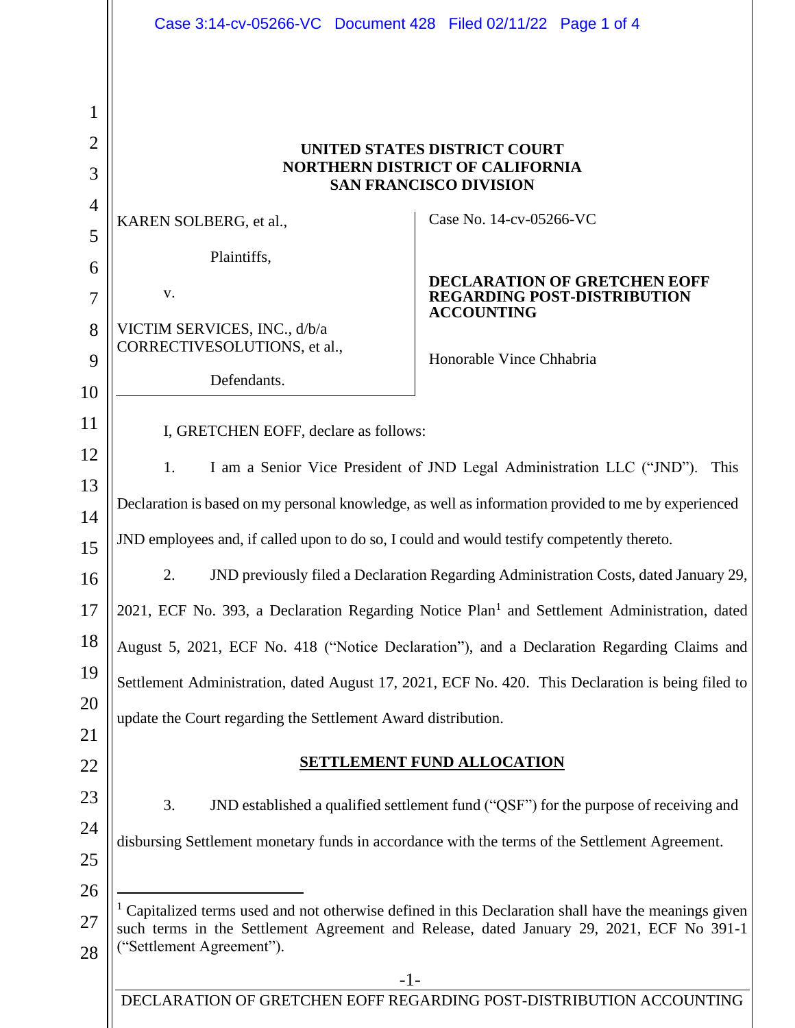**UNITED STATES DISTRICT COURT**
**NORTHERN DISTRICT OF CALIFORNIA**
**SAN FRANCISCO DIVISION**

| | |
|---|---|
| KAREN SOLBERG, et al.,<br><br>Plaintiffs,<br><br>v.<br><br>VICTIM SERVICES, INC., d/b/a CORRECTIVESOLUTIONS, et al.,<br><br>Defendants. | Case No. 14-cv-05266-VC<br><br>**DECLARATION OF GRETCHEN EOFF REGARDING POST-DISTRIBUTION ACCOUNTING**<br><br>Honorable Vince Chhabria |

I, GRETCHEN EOFF, declare as follows:

1. I am a Senior Vice President of JND Legal Administration LLC ("JND"). This Declaration is based on my personal knowledge, as well as information provided to me by experienced JND employees and, if called upon to do so, I could and would testify competently thereto.

2. JND previously filed a Declaration Regarding Administration Costs, dated January 29, 2021, ECF No. 393, a Declaration Regarding Notice Plan[1] and Settlement Administration, dated August 5, 2021, ECF No. 418 ("Notice Declaration"), and a Declaration Regarding Claims and Settlement Administration, dated August 17, 2021, ECF No. 420. This Declaration is being filed to update the Court regarding the Settlement Award distribution.

**SETTLEMENT FUND ALLOCATION**

3. JND established a qualified settlement fund ("QSF") for the purpose of receiving and disbursing Settlement monetary funds in accordance with the terms of the Settlement Agreement.

---

[1] Capitalized terms used and not otherwise defined in this Declaration shall have the meanings given such terms in the Settlement Agreement and Release, dated January 29, 2021, ECF No 391-1 ("Settlement Agreement").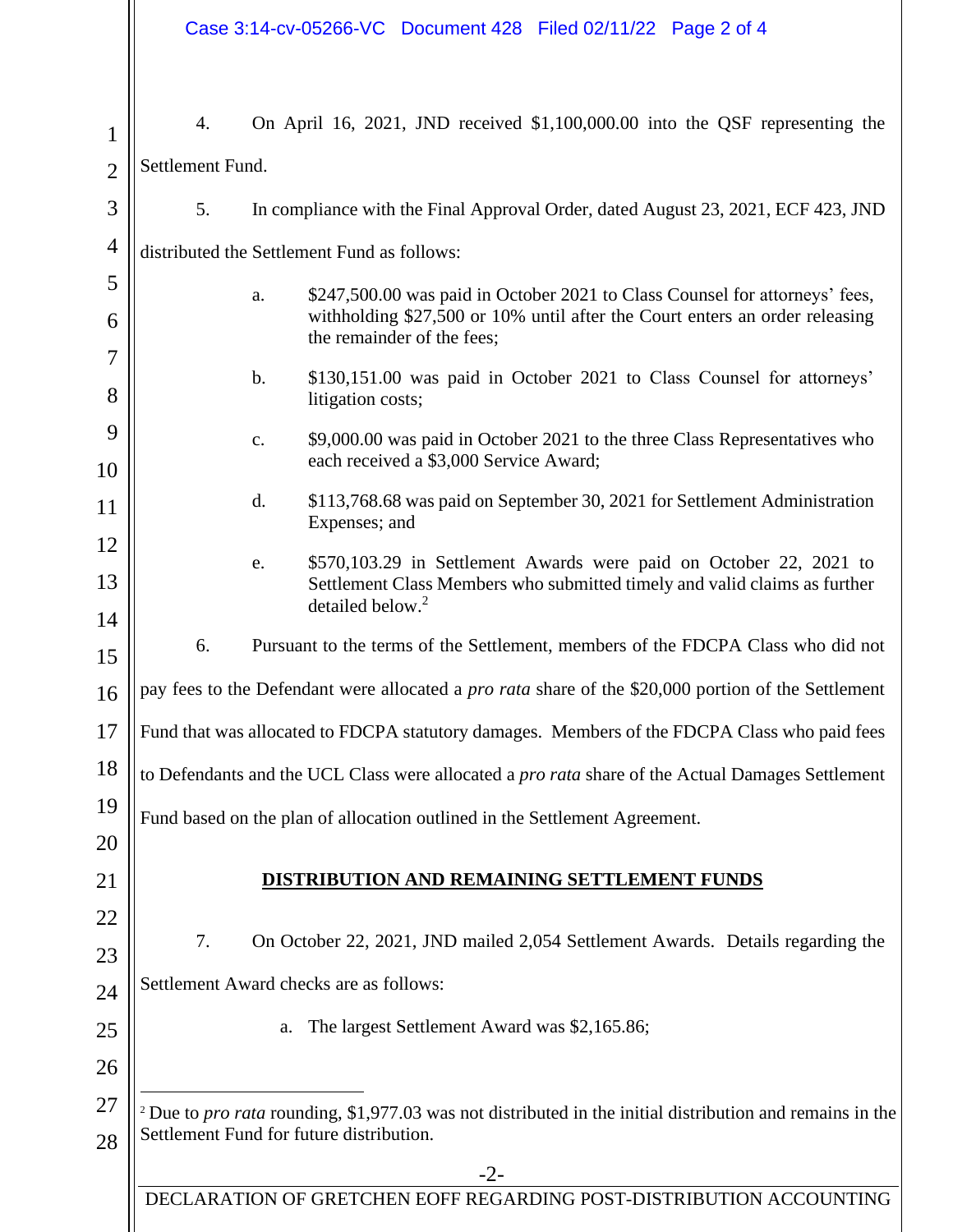4. On April 16, 2021, JND received $1,100,000.00 into the QSF representing the Settlement Fund.

5. In compliance with the Final Approval Order, dated August 23, 2021, ECF 423, JND distributed the Settlement Fund as follows:

   a. $247,500.00 was paid in October 2021 to Class Counsel for attorneys' fees, withholding $27,500 or 10% until after the Court enters an order releasing the remainder of the fees;

   b. $130,151.00 was paid in October 2021 to Class Counsel for attorneys' litigation costs;

   c. $9,000.00 was paid in October 2021 to the three Class Representatives who each received a $3,000 Service Award;

   d. $113,768.68 was paid on September 30, 2021 for Settlement Administration Expenses; and

   e. $570,103.29 in Settlement Awards were paid on October 22, 2021 to Settlement Class Members who submitted timely and valid claims as further detailed below.[2]

6. Pursuant to the terms of the Settlement, members of the FDCPA Class who did not pay fees to the Defendant were allocated a *pro rata* share of the $20,000 portion of the Settlement Fund that was allocated to FDCPA statutory damages. Members of the FDCPA Class who paid fees to Defendants and the UCL Class were allocated a *pro rata* share of the Actual Damages Settlement Fund based on the plan of allocation outlined in the Settlement Agreement.

## DISTRIBUTION AND REMAINING SETTLEMENT FUNDS

7. On October 22, 2021, JND mailed 2,054 Settlement Awards. Details regarding the Settlement Award checks are as follows:

   a. The largest Settlement Award was $2,165.86;

[2] Due to *pro rata* rounding, $1,977.03 was not distributed in the initial distribution and remains in the Settlement Fund for future distribution.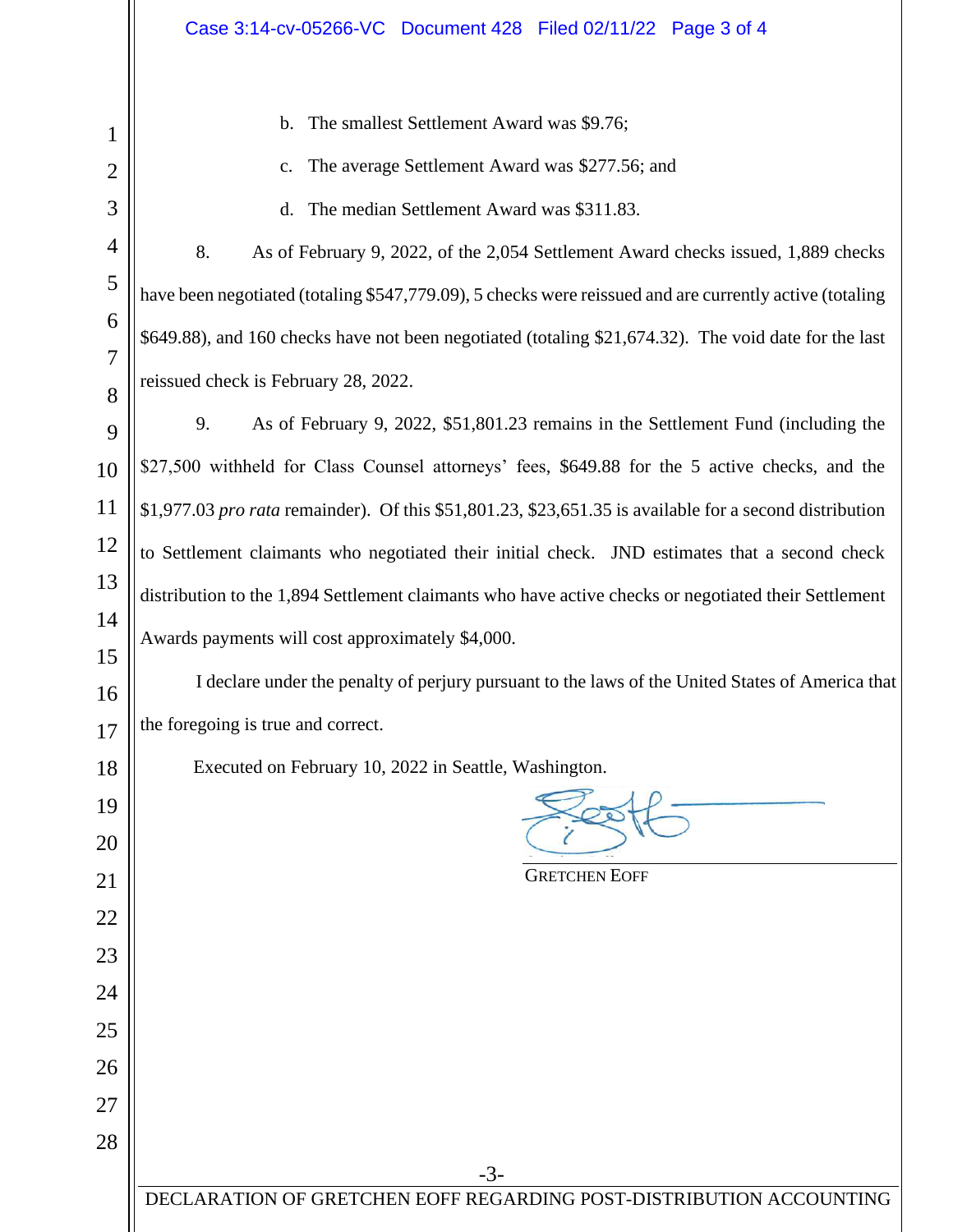b. The smallest Settlement Award was $9.76;

c. The average Settlement Award was $277.56; and

d. The median Settlement Award was $311.83.

8. As of February 9, 2022, of the 2,054 Settlement Award checks issued, 1,889 checks have been negotiated (totaling $547,779.09), 5 checks were reissued and are currently active (totaling $649.88), and 160 checks have not been negotiated (totaling $21,674.32). The void date for the last reissued check is February 28, 2022.

9. As of February 9, 2022, $51,801.23 remains in the Settlement Fund (including the $27,500 withheld for Class Counsel attorneys' fees, $649.88 for the 5 active checks, and the $1,977.03 *pro rata* remainder). Of this $51,801.23, $23,651.35 is available for a second distribution to Settlement claimants who negotiated their initial check. JND estimates that a second check distribution to the 1,894 Settlement claimants who have active checks or negotiated their Settlement Awards payments will cost approximately $4,000.

I declare under the penalty of perjury pursuant to the laws of the United States of America that the foregoing is true and correct.

Executed on February 10, 2022 in Seattle, Washington.

GRETCHEN EOFF

DECLARATION OF GRETCHEN EOFF REGARDING POST-DISTRIBUTION ACCOUNTING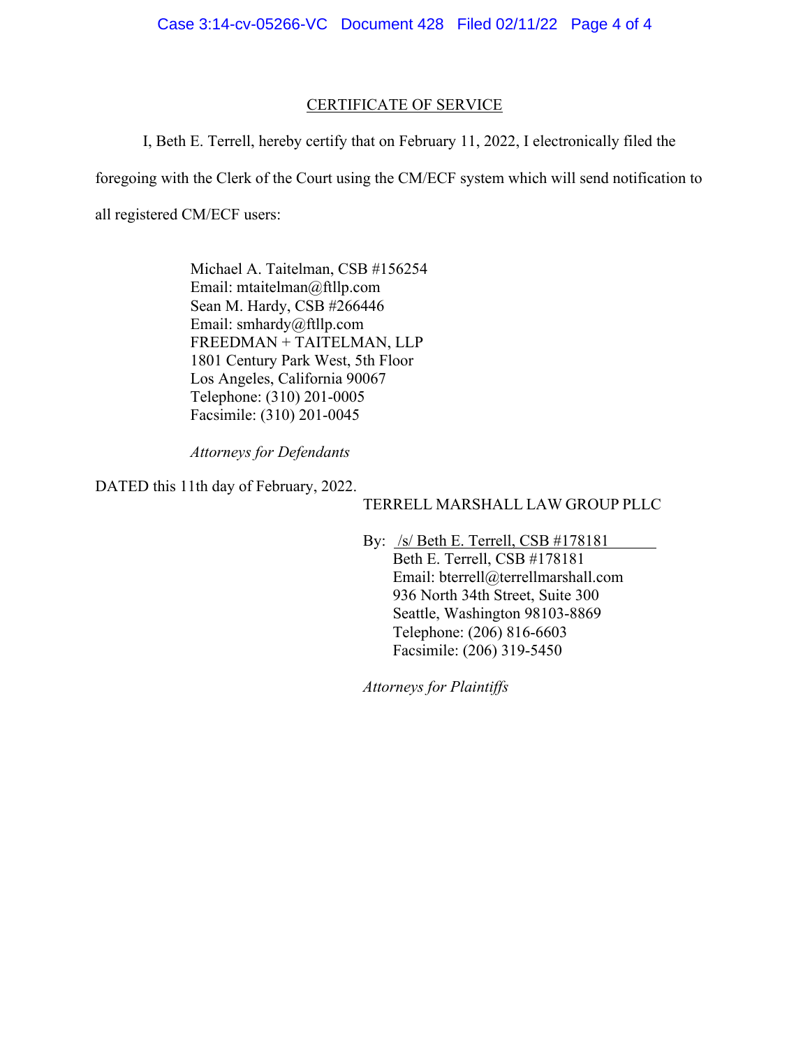## CERTIFICATE OF SERVICE

I, Beth E. Terrell, hereby certify that on February 11, 2022, I electronically filed the foregoing with the Clerk of the Court using the CM/ECF system which will send notification to all registered CM/ECF users:

Michael A. Taitelman, CSB #156254
Email: mtaitelman@ftllp.com
Sean M. Hardy, CSB #266446
Email: smhardy@ftllp.com
FREEDMAN + TAITELMAN, LLP
1801 Century Park West, 5th Floor
Los Angeles, California 90067
Telephone: (310) 201-0005
Facsimile: (310) 201-0045

*Attorneys for Defendants*

DATED this 11th day of February, 2022.

TERRELL MARSHALL LAW GROUP PLLC

By: /s/ Beth E. Terrell, CSB #178181
Beth E. Terrell, CSB #178181
Email: bterrell@terrellmarshall.com
936 North 34th Street, Suite 300
Seattle, Washington 98103-8869
Telephone: (206) 816-6603
Facsimile: (206) 319-5450

*Attorneys for Plaintiffs*